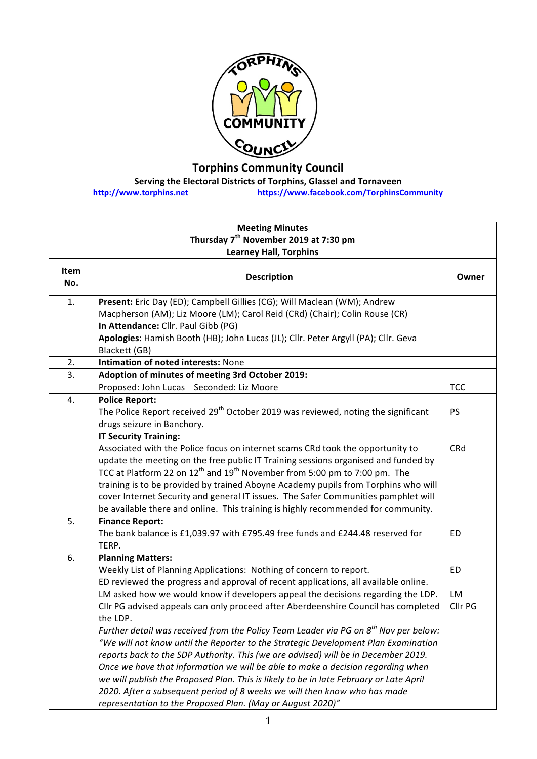# Torphins Community Council

**Serving the Electoral Districts of Torphins, Glassel and Tornaveen**

http://www.torphins.net https://www.facebook.com/TorphinsCommunity

| **Meeting Minutes<br>Thursday 7th November 2019 at 7:30 pm<br>Learney Hall, Torphins** | | |
|---|---|---|
| **Item No.** | **Description** | **Owner** |
| 1. | **Present:** Eric Day (ED); Campbell Gillies (CG); Will Maclean (WM); Andrew Macpherson (AM); Liz Moore (LM); Carol Reid (CRd) (Chair); Colin Rouse (CR)<br>**In Attendance:** Cllr. Paul Gibb (PG)<br>**Apologies:** Hamish Booth (HB); John Lucas (JL); Cllr. Peter Argyll (PA); Cllr. Geva Blackett (GB) | |
| 2. | **Intimation of noted interests:** None | |
| 3. | **Adoption of minutes of meeting 3rd October 2019:**<br>Proposed: John Lucas Seconded: Liz Moore | TCC |
| 4. | **Police Report:**<br>The Police Report received 29th October 2019 was reviewed, noting the significant drugs seizure in Banchory.<br>**IT Security Training:**<br>Associated with the Police focus on internet scams CRd took the opportunity to update the meeting on the free public IT Training sessions organised and funded by TCC at Platform 22 on 12th and 19th November from 5:00 pm to 7:00 pm. The training is to be provided by trained Aboyne Academy pupils from Torphins who will cover Internet Security and general IT issues. The Safer Communities pamphlet will be available there and online. This training is highly recommended for community. | PS<br><br>CRd |
| 5. | **Finance Report:**<br>The bank balance is £1,039.97 with £795.49 free funds and £244.48 reserved for TERP. | ED |
| 6. | **Planning Matters:**<br>Weekly List of Planning Applications: Nothing of concern to report.<br>ED reviewed the progress and approval of recent applications, all available online.<br>LM asked how we would know if developers appeal the decisions regarding the LDP.<br>Cllr PG advised appeals can only proceed after Aberdeenshire Council has completed the LDP.<br>*Further detail was received from the Policy Team Leader via PG on 8th Nov per below: "We will not know until the Reporter to the Strategic Development Plan Examination reports back to the SDP Authority. This (we are advised) will be in December 2019. Once we have that information we will be able to make a decision regarding when we will publish the Proposed Plan. This is likely to be in late February or Late April 2020. After a subsequent period of 8 weeks we will then know who has made representation to the Proposed Plan. (May or August 2020)"* | ED<br><br>LM<br>Cllr PG |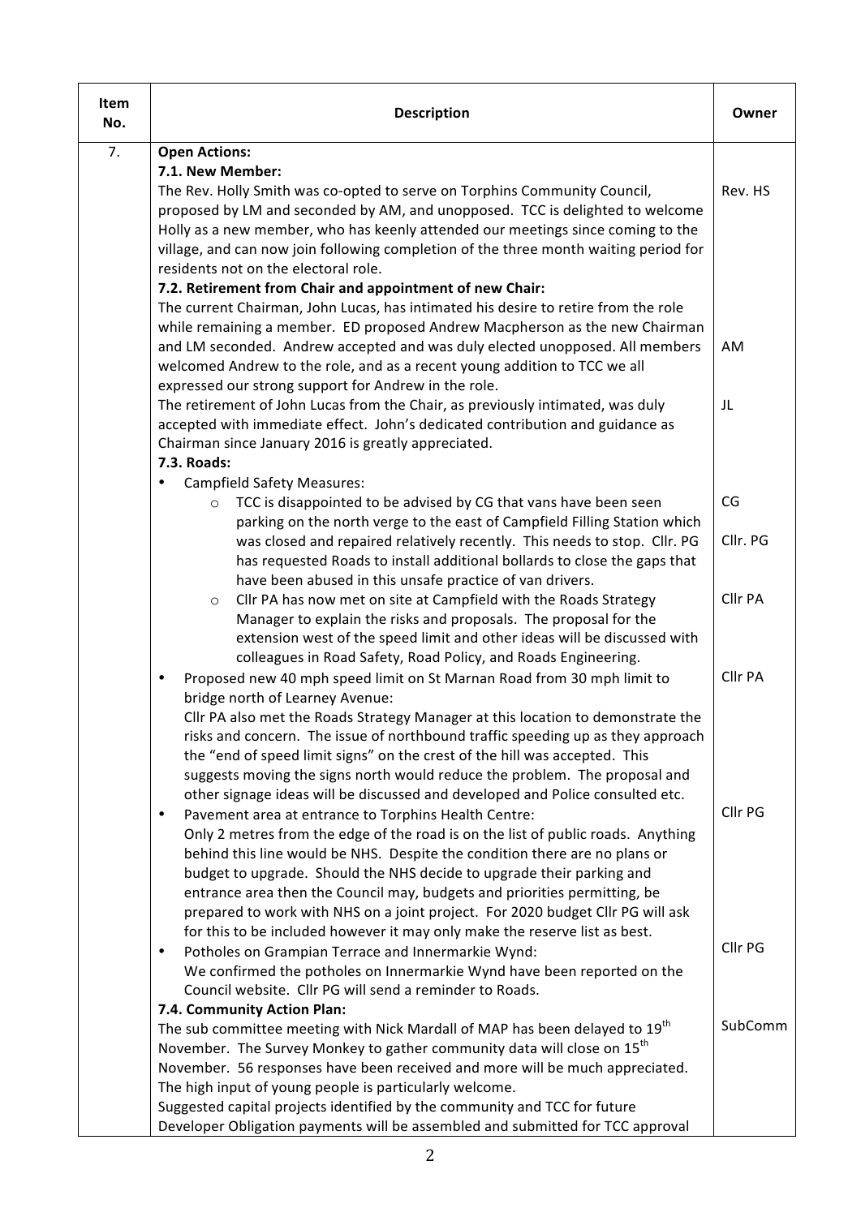| Item No. | Description | Owner |
|---|---|---|
| 7. | **Open Actions:** | |
| | **7.1. New Member:** | |
| | The Rev. Holly Smith was co-opted to serve on Torphins Community Council, proposed by LM and seconded by AM, and unopposed. TCC is delighted to welcome Holly as a new member, who has keenly attended our meetings since coming to the village, and can now join following completion of the three month waiting period for residents not on the electoral role. | Rev. HS |
| | **7.2. Retirement from Chair and appointment of new Chair:** | |
| | The current Chairman, John Lucas, has intimated his desire to retire from the role while remaining a member. ED proposed Andrew Macpherson as the new Chairman and LM seconded. Andrew accepted and was duly elected unopposed. All members welcomed Andrew to the role, and as a recent young addition to TCC we all expressed our strong support for Andrew in the role. | AM |
| | The retirement of John Lucas from the Chair, as previously intimated, was duly accepted with immediate effect. John's dedicated contribution and guidance as Chairman since January 2016 is greatly appreciated. | JL |
| | **7.3. Roads:** | |
| | • Campfield Safety Measures: | |
| | &nbsp;&nbsp;&nbsp;&nbsp;○ TCC is disappointed to be advised by CG that vans have been seen parking on the north verge to the east of Campfield Filling Station which was closed and repaired relatively recently. This needs to stop. Cllr. PG has requested Roads to install additional bollards to close the gaps that have been abused in this unsafe practice of van drivers. | CG<br>Cllr. PG |
| | &nbsp;&nbsp;&nbsp;&nbsp;○ Cllr PA has now met on site at Campfield with the Roads Strategy Manager to explain the risks and proposals. The proposal for the extension west of the speed limit and other ideas will be discussed with colleagues in Road Safety, Road Policy, and Roads Engineering. | Cllr PA |
| | • Proposed new 40 mph speed limit on St Marnan Road from 30 mph limit to bridge north of Learney Avenue:<br>Cllr PA also met the Roads Strategy Manager at this location to demonstrate the risks and concern. The issue of northbound traffic speeding up as they approach the "end of speed limit signs" on the crest of the hill was accepted. This suggests moving the signs north would reduce the problem. The proposal and other signage ideas will be discussed and developed and Police consulted etc. | Cllr PA |
| | • Pavement area at entrance to Torphins Health Centre:<br>Only 2 metres from the edge of the road is on the list of public roads. Anything behind this line would be NHS. Despite the condition there are no plans or budget to upgrade. Should the NHS decide to upgrade their parking and entrance area then the Council may, budgets and priorities permitting, be prepared to work with NHS on a joint project. For 2020 budget Cllr PG will ask for this to be included however it may only make the reserve list as best. | Cllr PG |
| | • Potholes on Grampian Terrace and Innermarkie Wynd:<br>We confirmed the potholes on Innermarkie Wynd have been reported on the Council website. Cllr PG will send a reminder to Roads. | Cllr PG |
| | **7.4. Community Action Plan:** | |
| | The sub committee meeting with Nick Mardall of MAP has been delayed to 19th November. The Survey Monkey to gather community data will close on 15th November. 56 responses have been received and more will be much appreciated. The high input of young people is particularly welcome.<br>Suggested capital projects identified by the community and TCC for future Developer Obligation payments will be assembled and submitted for TCC approval | SubComm |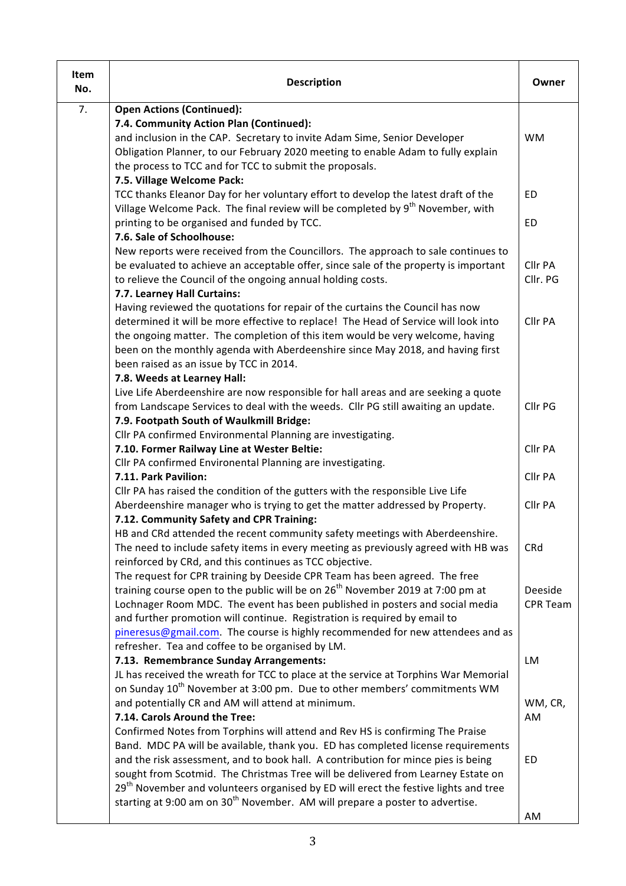| Item No. | Description | Owner |
|---|---|---|
| 7. | **Open Actions (Continued):**<br>**7.4. Community Action Plan (Continued):**<br>and inclusion in the CAP. Secretary to invite Adam Sime, Senior Developer Obligation Planner, to our February 2020 meeting to enable Adam to fully explain the process to TCC and for TCC to submit the proposals. | WM |
| | **7.5. Village Welcome Pack:**<br>TCC thanks Eleanor Day for her voluntary effort to develop the latest draft of the Village Welcome Pack. The final review will be completed by 9th November, with printing to be organised and funded by TCC. | ED<br><br>ED |
| | **7.6. Sale of Schoolhouse:**<br>New reports were received from the Councillors. The approach to sale continues to be evaluated to achieve an acceptable offer, since sale of the property is important to relieve the Council of the ongoing annual holding costs. | Cllr PA<br>Cllr. PG |
| | **7.7. Learney Hall Curtains:**<br>Having reviewed the quotations for repair of the curtains the Council has now determined it will be more effective to replace! The Head of Service will look into the ongoing matter. The completion of this item would be very welcome, having been on the monthly agenda with Aberdeenshire since May 2018, and having first been raised as an issue by TCC in 2014. | Cllr PA |
| | **7.8. Weeds at Learney Hall:**<br>Live Life Aberdeenshire are now responsible for hall areas and are seeking a quote from Landscape Services to deal with the weeds. Cllr PG still awaiting an update. | Cllr PG |
| | **7.9. Footpath South of Waulkmill Bridge:**<br>Cllr PA confirmed Environmental Planning are investigating. | Cllr PA |
| | **7.10. Former Railway Line at Wester Beltie:**<br>Cllr PA confirmed Environental Planning are investigating. | Cllr PA |
| | **7.11. Park Pavilion:**<br>Cllr PA has raised the condition of the gutters with the responsible Live Life Aberdeenshire manager who is trying to get the matter addressed by Property. | Cllr PA |
| | **7.12. Community Safety and CPR Training:**<br>HB and CRd attended the recent community safety meetings with Aberdeenshire. The need to include safety items in every meeting as previously agreed with HB was reinforced by CRd, and this continues as TCC objective.<br>The request for CPR training by Deeside CPR Team has been agreed. The free training course open to the public will be on 26th November 2019 at 7:00 pm at Lochnager Room MDC. The event has been published in posters and social media and further promotion will continue. Registration is required by email to pineresus@gmail.com. The course is highly recommended for new attendees and as refresher. Tea and coffee to be organised by LM. | CRd<br><br>Deeside CPR Team<br><br>LM |
| | **7.13. Remembrance Sunday Arrangements:**<br>JL has received the wreath for TCC to place at the service at Torphins War Memorial on Sunday 10th November at 3:00 pm. Due to other members' commitments WM and potentially CR and AM will attend at minimum. | WM, CR, AM |
| | **7.14. Carols Around the Tree:**<br>Confirmed Notes from Torphins will attend and Rev HS is confirming The Praise Band. MDC PA will be available, thank you. ED has completed license requirements and the risk assessment, and to book hall. A contribution for mince pies is being sought from Scotmid. The Christmas Tree will be delivered from Learney Estate on 29th November and volunteers organised by ED will erect the festive lights and tree starting at 9:00 am on 30th November. AM will prepare a poster to advertise. | ED<br><br>AM |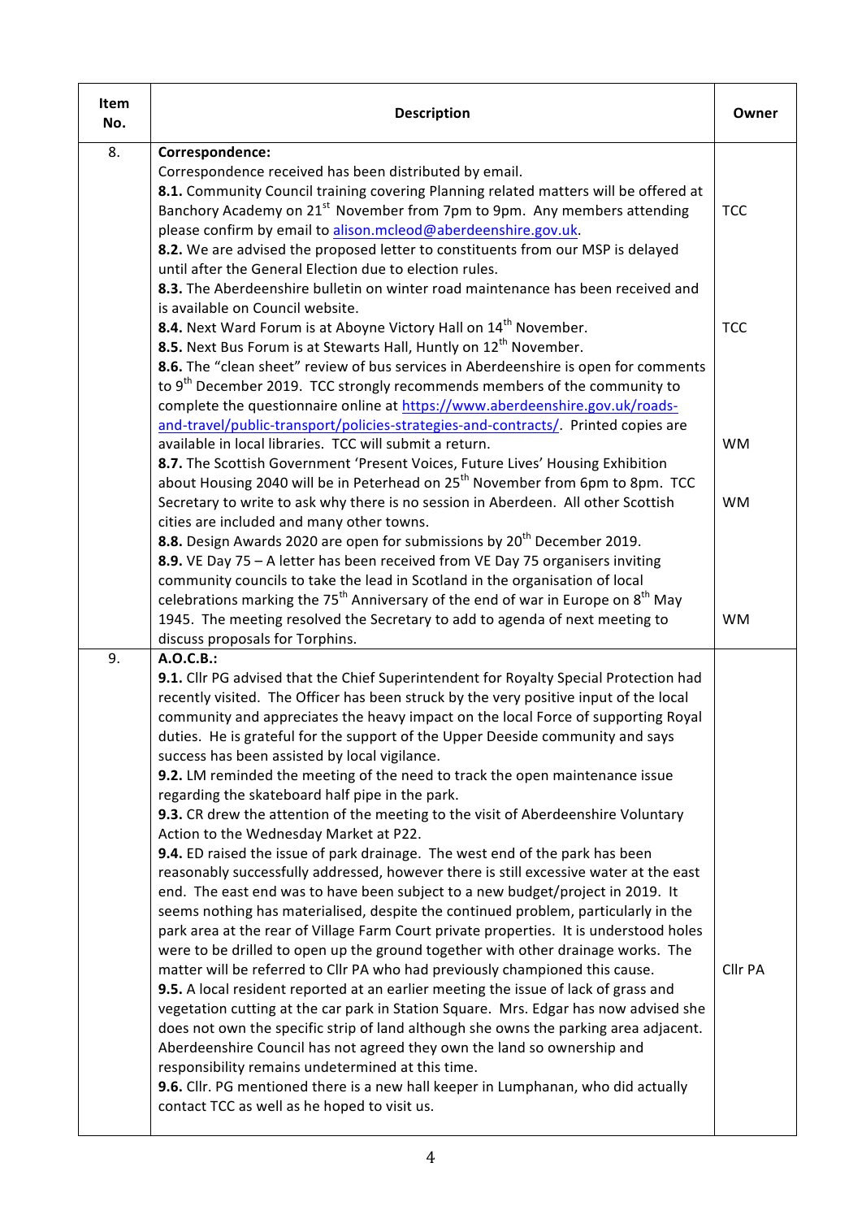| Item No. | Description | Owner |
|---|---|---|
| 8. | **Correspondence:**<br>Correspondence received has been distributed by email.<br>**8.1.** Community Council training covering Planning related matters will be offered at Banchory Academy on 21st November from 7pm to 9pm. Any members attending please confirm by email to alison.mcleod@aberdeenshire.gov.uk.<br>**8.2.** We are advised the proposed letter to constituents from our MSP is delayed until after the General Election due to election rules.<br>**8.3.** The Aberdeenshire bulletin on winter road maintenance has been received and is available on Council website.<br>**8.4.** Next Ward Forum is at Aboyne Victory Hall on 14th November.<br>**8.5.** Next Bus Forum is at Stewarts Hall, Huntly on 12th November.<br>**8.6.** The "clean sheet" review of bus services in Aberdeenshire is open for comments to 9th December 2019. TCC strongly recommends members of the community to complete the questionnaire online at https://www.aberdeenshire.gov.uk/roads-and-travel/public-transport/policies-strategies-and-contracts/. Printed copies are available in local libraries. TCC will submit a return.<br>**8.7.** The Scottish Government 'Present Voices, Future Lives' Housing Exhibition about Housing 2040 will be in Peterhead on 25th November from 6pm to 8pm. TCC Secretary to write to ask why there is no session in Aberdeen. All other Scottish cities are included and many other towns.<br>**8.8.** Design Awards 2020 are open for submissions by 20th December 2019.<br>**8.9.** VE Day 75 – A letter has been received from VE Day 75 organisers inviting community councils to take the lead in Scotland in the organisation of local celebrations marking the 75th Anniversary of the end of war in Europe on 8th May 1945. The meeting resolved the Secretary to add to agenda of next meeting to discuss proposals for Torphins. | TCC<br><br>TCC<br><br>WM<br><br>WM<br><br>WM |
| 9. | **A.O.C.B.:**<br>**9.1.** Cllr PG advised that the Chief Superintendent for Royalty Special Protection had recently visited. The Officer has been struck by the very positive input of the local community and appreciates the heavy impact on the local Force of supporting Royal duties. He is grateful for the support of the Upper Deeside community and says success has been assisted by local vigilance.<br>**9.2.** LM reminded the meeting of the need to track the open maintenance issue regarding the skateboard half pipe in the park.<br>**9.3.** CR drew the attention of the meeting to the visit of Aberdeenshire Voluntary Action to the Wednesday Market at P22.<br>**9.4.** ED raised the issue of park drainage. The west end of the park has been reasonably successfully addressed, however there is still excessive water at the east end. The east end was to have been subject to a new budget/project in 2019. It seems nothing has materialised, despite the continued problem, particularly in the park area at the rear of Village Farm Court private properties. It is understood holes were to be drilled to open up the ground together with other drainage works. The matter will be referred to Cllr PA who had previously championed this cause.<br>**9.5.** A local resident reported at an earlier meeting the issue of lack of grass and vegetation cutting at the car park in Station Square. Mrs. Edgar has now advised she does not own the specific strip of land although she owns the parking area adjacent. Aberdeenshire Council has not agreed they own the land so ownership and responsibility remains undetermined at this time.<br>**9.6.** Cllr. PG mentioned there is a new hall keeper in Lumphanan, who did actually contact TCC as well as he hoped to visit us. | Cllr PA |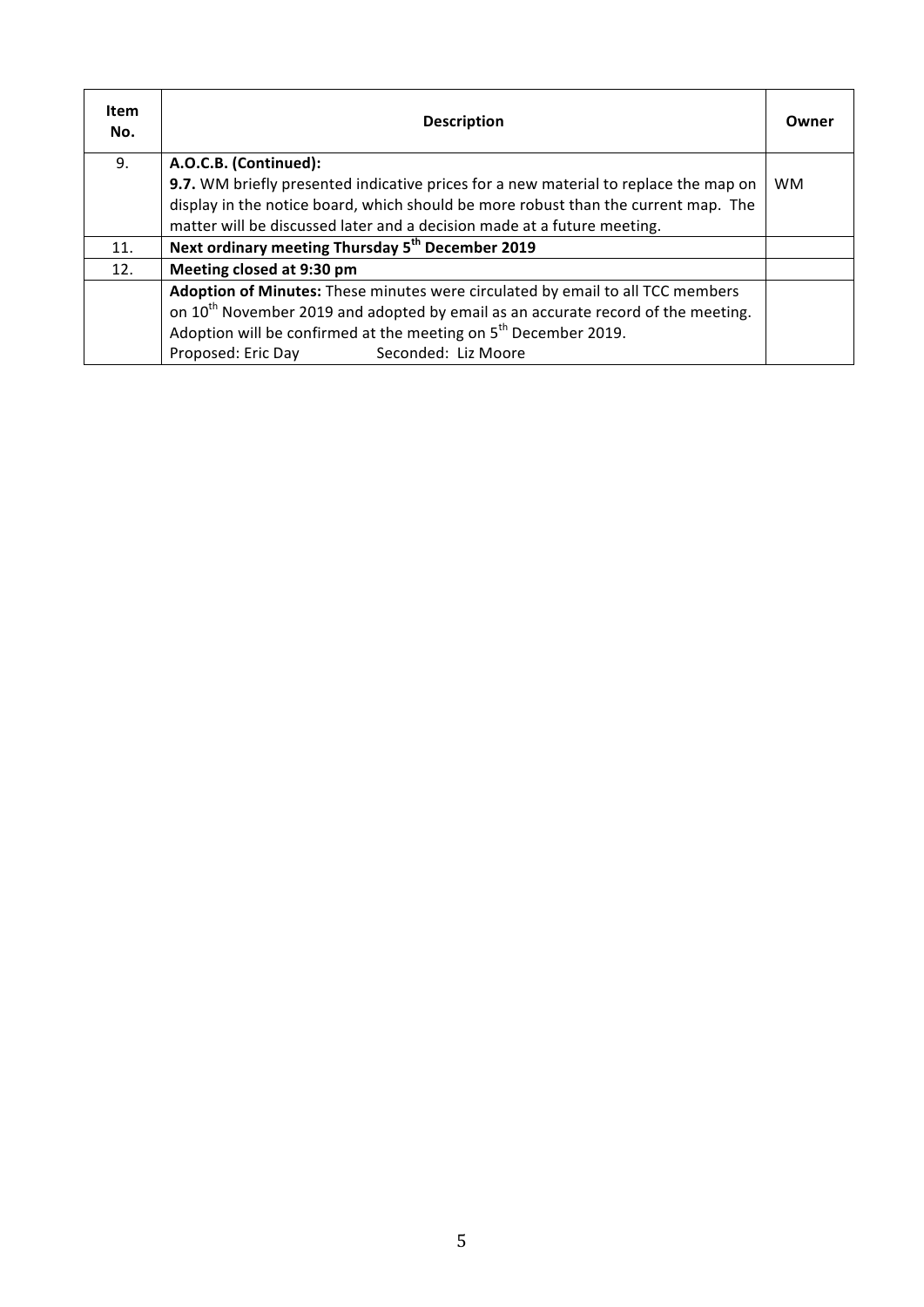| Item No. | Description | Owner |
| --- | --- | --- |
| 9. | **A.O.C.B. (Continued):** **9.7.** WM briefly presented indicative prices for a new material to replace the map on display in the notice board, which should be more robust than the current map. The matter will be discussed later and a decision made at a future meeting. | WM |
| 11. | **Next ordinary meeting Thursday 5th December 2019** | |
| 12. | **Meeting closed at 9:30 pm** | |
| | **Adoption of Minutes:** These minutes were circulated by email to all TCC members on 10th November 2019 and adopted by email as an accurate record of the meeting. Adoption will be confirmed at the meeting on 5th December 2019. Proposed: Eric Day Seconded: Liz Moore | |